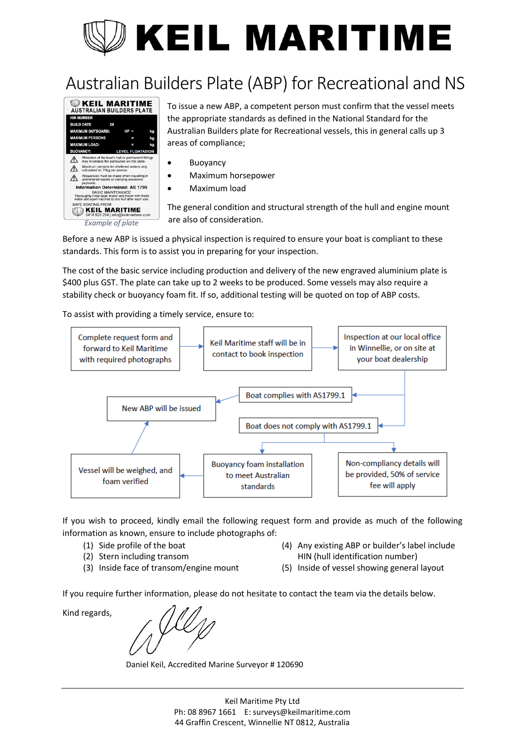# KEIL MARITIME

## Australian Builders Plate (ABP) for Recreational and NS

KEIL MARITIME
AUSTRALIAN BUILDERS PLATE

| HIN NUMBER | | |
|---|---|---|
| BUILD DATE | 20 | |
| MAXIMUM OUTBOARD: | HP = | kg |
| MAXIMUM PERSONS | = | kg |
| MAXIMUM LOAD: | = | kg |
| BUOYANCY: | | LEVEL FLOATATION |

Alteration of the boat's hull or permanent fittings may invalidate the particulars on this plate.

Maximum persons for sheltered waters only calculated on 75kg per person.

Allowances must be made when travelling in unsheltered waters or carrying excessive payloads.

**Information Determined: AS 1799**

BASIC MAINTENANCE
Thoroughly rinse boat, motor and trailer with fresh water and open hatches to dry hull after each use.

SAFE BOATING FROM
KEIL MARITIME
0414 928 294 | info@keilmaritime.com

*Example of plate*

To issue a new ABP, a competent person must confirm that the vessel meets the appropriate standards as defined in the National Standard for the Australian Builders plate for Recreational vessels, this in general calls up 3 areas of compliance;

- Buoyancy
- Maximum horsepower
- Maximum load

The general condition and structural strength of the hull and engine mount are also of consideration.

Before a new ABP is issued a physical inspection is required to ensure your boat is compliant to these standards. This form is to assist you in preparing for your inspection.

The cost of the basic service including production and delivery of the new engraved aluminium plate is $400 plus GST. The plate can take up to 2 weeks to be produced. Some vessels may also require a stability check or buoyancy foam fit. If so, additional testing will be quoted on top of ABP costs.

To assist with providing a timely service, ensure to:

- Complete request form and forward to Keil Maritime with required photographs → Keil Maritime staff will be in contact to book inspection → Inspection at our local office in Winnellie, or on site at your boat dealership
- Inspection → Boat complies with AS1799.1 → New ABP will be issued
- Inspection → Boat does not comply with AS1799.1 → Buoyancy foam installation to meet Australian standards → Vessel will be weighed, and foam verified → New ABP will be issued
- Boat does not comply with AS1799.1 → Non-compliancy details will be provided, 50% of service fee will apply

If you wish to proceed, kindly email the following request form and provide as much of the following information as known, ensure to include photographs of:

(1) Side profile of the boat
(2) Stern including transom
(3) Inside face of transom/engine mount
(4) Any existing ABP or builder's label include HIN (hull identification number)
(5) Inside of vessel showing general layout

If you require further information, please do not hesitate to contact the team via the details below.

Kind regards,

Daniel Keil, Accredited Marine Surveyor # 120690

Keil Maritime Pty Ltd
Ph: 08 8967 1661 E: surveys@keilmaritime.com
44 Graffin Crescent, Winnellie NT 0812, Australia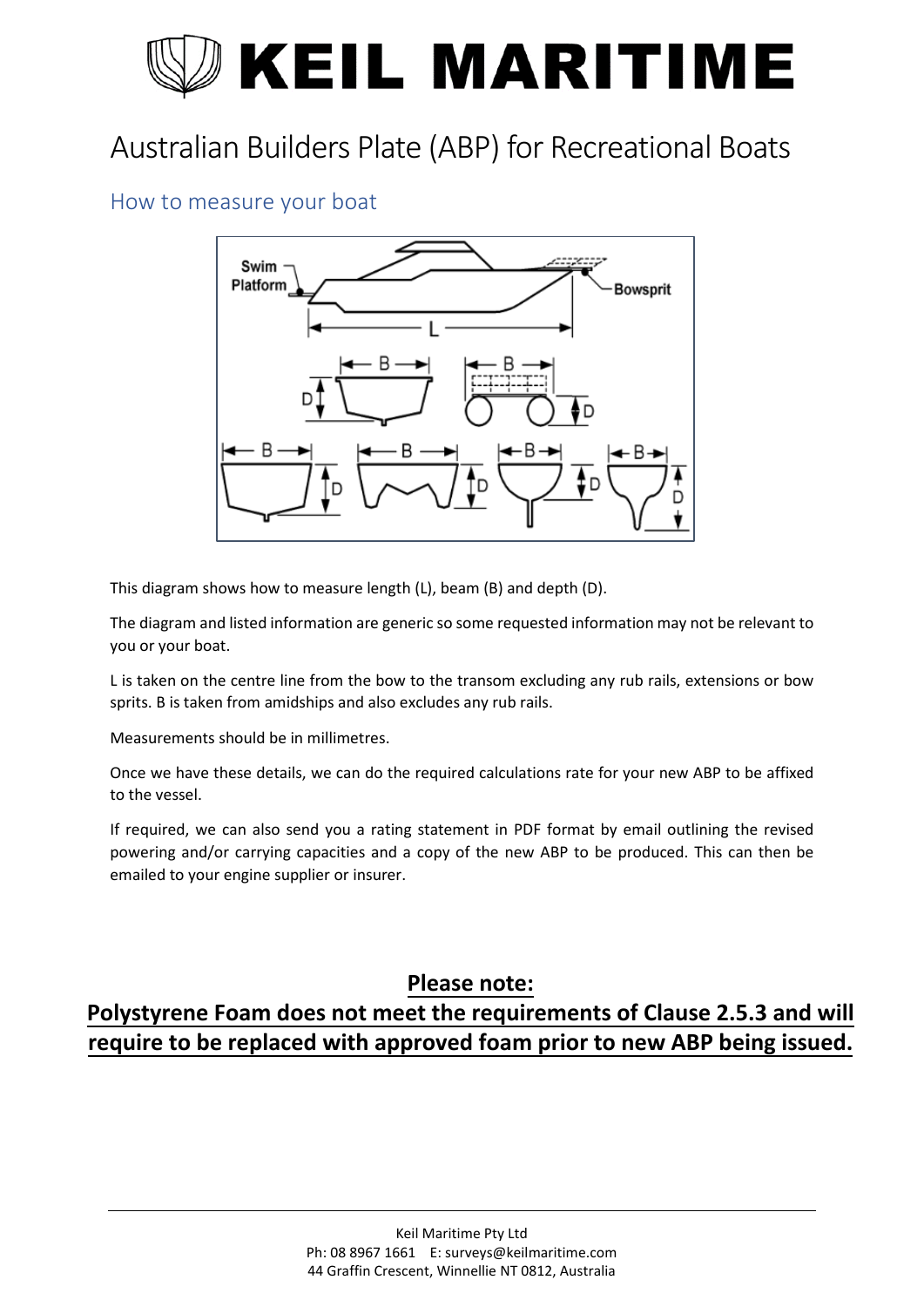# KEIL MARITIME

# Australian Builders Plate (ABP) for Recreational Boats

## How to measure your boat

This diagram shows how to measure length (L), beam (B) and depth (D).

The diagram and listed information are generic so some requested information may not be relevant to you or your boat.

L is taken on the centre line from the bow to the transom excluding any rub rails, extensions or bow sprits. B is taken from amidships and also excludes any rub rails.

Measurements should be in millimetres.

Once we have these details, we can do the required calculations rate for your new ABP to be affixed to the vessel.

If required, we can also send you a rating statement in PDF format by email outlining the revised powering and/or carrying capacities and a copy of the new ABP to be produced. This can then be emailed to your engine supplier or insurer.

**Please note:**

**Polystyrene Foam does not meet the requirements of Clause 2.5.3 and will require to be replaced with approved foam prior to new ABP being issued.**

Keil Maritime Pty Ltd
Ph: 08 8967 1661 E: surveys@keilmaritime.com
44 Graffin Crescent, Winnellie NT 0812, Australia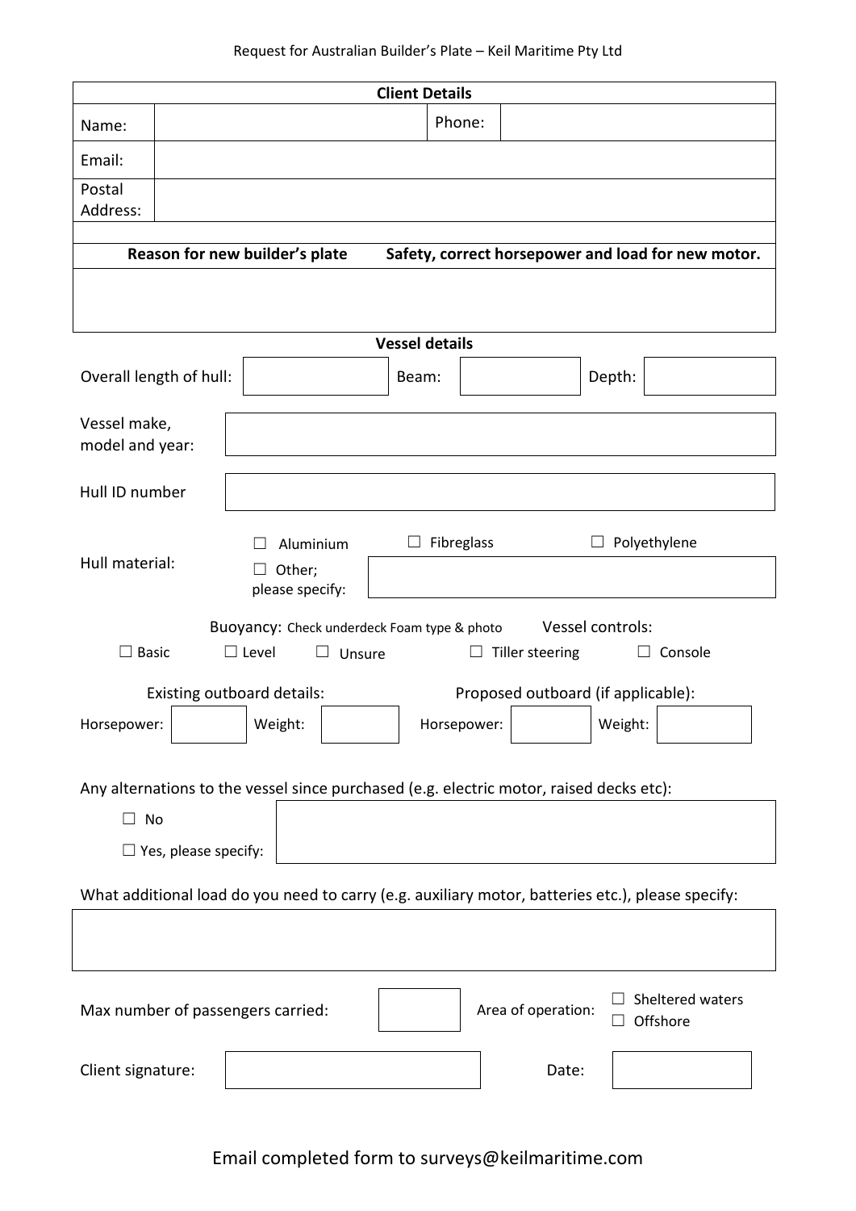# Request for Australian Builder's Plate – Keil Maritime Pty Ltd

## Client Details

| | | | |
|---|---|---|---|
| Name: | | Phone: | |
| Email: | | | |
| Postal Address: | | | |

| | |
|---|---|
| **Reason for new builder's plate** | **Safety, correct horsepower and load for new motor.** |
| | |

## Vessel details

Overall length of hull: ______ Beam: ______ Depth: ______

Vessel make, model and year: ______

Hull ID number ______

Hull material:
- ☐ Aluminium
- ☐ Fibreglass
- ☐ Polyethylene
- ☐ Other; please specify: ______

Buoyancy: Check underdeck Foam type & photo
- ☐ Basic
- ☐ Level
- ☐ Unsure

Vessel controls:
- ☐ Tiller steering
- ☐ Console

Existing outboard details:
Horsepower: ______ Weight: ______

Proposed outboard (if applicable):
Horsepower: ______ Weight: ______

Any alternations to the vessel since purchased (e.g. electric motor, raised decks etc):
- ☐ No
- ☐ Yes, please specify: ______

What additional load do you need to carry (e.g. auxiliary motor, batteries etc.), please specify:

______

Max number of passengers carried: ______

Area of operation:
- ☐ Sheltered waters
- ☐ Offshore

Client signature: ______ Date: ______

Email completed form to surveys@keilmaritime.com